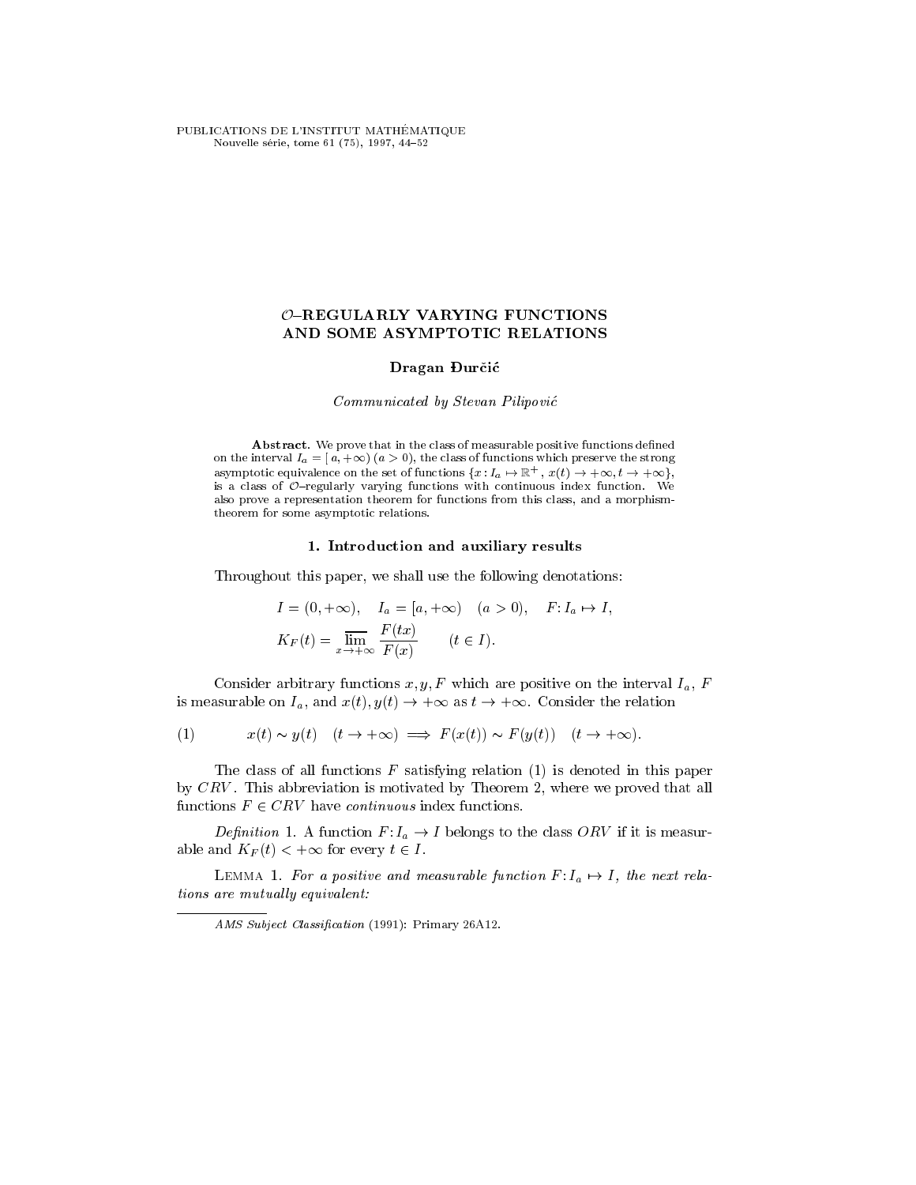PUBLICATIONS DE L'INSTITUT MATHÉMATIQUE
Nouvelle série, tome 61 (75), 1997, 44–52

# $\mathcal{O}$–REGULARLY VARYING FUNCTIONS AND SOME ASYMPTOTIC RELATIONS

**Dragan Đurčić**

*Communicated by Stevan Pilipović*

**Abstract.** We prove that in the class of measurable positive functions defined on the interval $I_a = [\,a, +\infty)$ $(a > 0)$, the class of functions which preserve the strong asymptotic equivalence on the set of functions $\{x : I_a \mapsto \mathbb{R}^+,\ x(t) \to +\infty, t \to +\infty\}$, is a class of $\mathcal{O}$–regularly varying functions with continuous index function. We also prove a representation theorem for functions from this class, and a morphism-theorem for some asymptotic relations.

## 1. Introduction and auxiliary results

Throughout this paper, we shall use the following denotations:

$$I = (0, +\infty), \quad I_a = [a, +\infty) \quad (a > 0), \quad F\colon I_a \mapsto I,$$

$$K_F(t) = \overline{\lim_{x \to +\infty}} \frac{F(tx)}{F(x)} \qquad (t \in I).$$

Consider arbitrary functions $x, y, F$ which are positive on the interval $I_a$, $F$ is measurable on $I_a$, and $x(t), y(t) \to +\infty$ as $t \to +\infty$. Consider the relation

$$x(t) \sim y(t) \quad (t \to +\infty) \implies F(x(t)) \sim F(y(t)) \quad (t \to +\infty). \tag{1}$$

The class of all functions $F$ satisfying relation (1) is denoted in this paper by $CRV$. This abbreviation is motivated by Theorem 2, where we proved that all functions $F \in CRV$ have *continuous* index functions.

*Definition* 1. A function $F\colon I_a \to I$ belongs to the class $ORV$ if it is measurable and $K_F(t) < +\infty$ for every $t \in I$.

Lemma 1. *For a positive and measurable function $F\colon I_a \mapsto I$, the next relations are mutually equivalent:*

---

*AMS Subject Classification* (1991): Primary 26A12.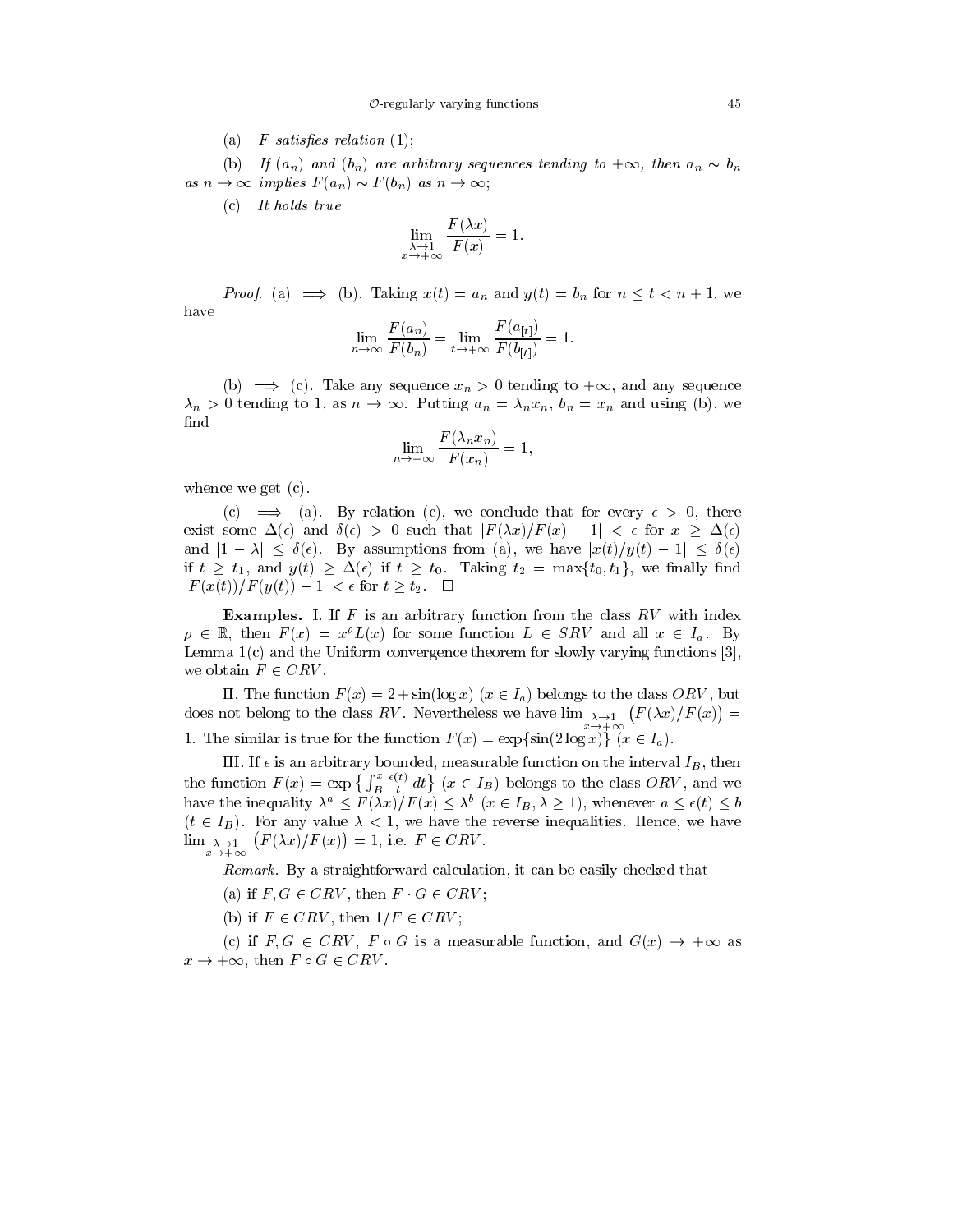(a) *$F$ satisfies relation* (1);

(b) *If $(a_n)$ and $(b_n)$ are arbitrary sequences tending to $+\infty$, then $a_n \sim b_n$ as $n \to \infty$ implies $F(a_n) \sim F(b_n)$ as $n \to \infty$;*

(c) *It holds true*

$$\lim_{\substack{\lambda \to 1 \\ x \to +\infty}} \frac{F(\lambda x)}{F(x)} = 1.$$

*Proof.* (a) $\implies$ (b). Taking $x(t) = a_n$ and $y(t) = b_n$ for $n \le t < n+1$, we have

$$\lim_{n \to \infty} \frac{F(a_n)}{F(b_n)} = \lim_{t \to +\infty} \frac{F(a_{[t]})}{F(b_{[t]})} = 1.$$

(b) $\implies$ (c). Take any sequence $x_n > 0$ tending to $+\infty$, and any sequence $\lambda_n > 0$ tending to 1, as $n \to \infty$. Putting $a_n = \lambda_n x_n$, $b_n = x_n$ and using (b), we find

$$\lim_{n \to +\infty} \frac{F(\lambda_n x_n)}{F(x_n)} = 1,$$

whence we get (c).

(c) $\implies$ (a). By relation (c), we conclude that for every $\epsilon > 0$, there exist some $\Delta(\epsilon)$ and $\delta(\epsilon) > 0$ such that $|F(\lambda x)/F(x) - 1| < \epsilon$ for $x \ge \Delta(\epsilon)$ and $|1 - \lambda| \le \delta(\epsilon)$. By assumptions from (a), we have $|x(t)/y(t) - 1| \le \delta(\epsilon)$ if $t \ge t_1$, and $y(t) \ge \Delta(\epsilon)$ if $t \ge t_0$. Taking $t_2 = \max\{t_0, t_1\}$, we finally find $|F(x(t))/F(y(t)) - 1| < \epsilon$ for $t \ge t_2$. $\square$

**Examples.** I. If $F$ is an arbitrary function from the class $RV$ with index $\rho \in \mathbb{R}$, then $F(x) = x^\rho L(x)$ for some function $L \in SRV$ and all $x \in I_a$. By Lemma 1(c) and the Uniform convergence theorem for slowly varying functions [3], we obtain $F \in CRV$.

II. The function $F(x) = 2 + \sin(\log x)$ $(x \in I_a)$ belongs to the class $ORV$, but does not belong to the class $RV$. Nevertheless we have $\lim_{\substack{\lambda \to 1 \\ x \to +\infty}} \big(F(\lambda x)/F(x)\big) = 1$. The similar is true for the function $F(x) = \exp\{\sin(2 \log x)\}$ $(x \in I_a)$.

III. If $\epsilon$ is an arbitrary bounded, measurable function on the interval $I_B$, then the function $F(x) = \exp\big\{\int_B^x \frac{\epsilon(t)}{t}\, dt\big\}$ $(x \in I_B)$ belongs to the class $ORV$, and we have the inequality $\lambda^a \le F(\lambda x)/F(x) \le \lambda^b$ $(x \in I_B, \lambda \ge 1)$, whenever $a \le \epsilon(t) \le b$ $(t \in I_B)$. For any value $\lambda < 1$, we have the reverse inequalities. Hence, we have $\lim_{\substack{\lambda \to 1 \\ x \to +\infty}} \big(F(\lambda x)/F(x)\big) = 1$, i.e. $F \in CRV$.

*Remark.* By a straightforward calculation, it can be easily checked that

(a) if $F, G \in CRV$, then $F \cdot G \in CRV$;

(b) if $F \in CRV$, then $1/F \in CRV$;

(c) if $F, G \in CRV$, $F \circ G$ is a measurable function, and $G(x) \to +\infty$ as $x \to +\infty$, then $F \circ G \in CRV$.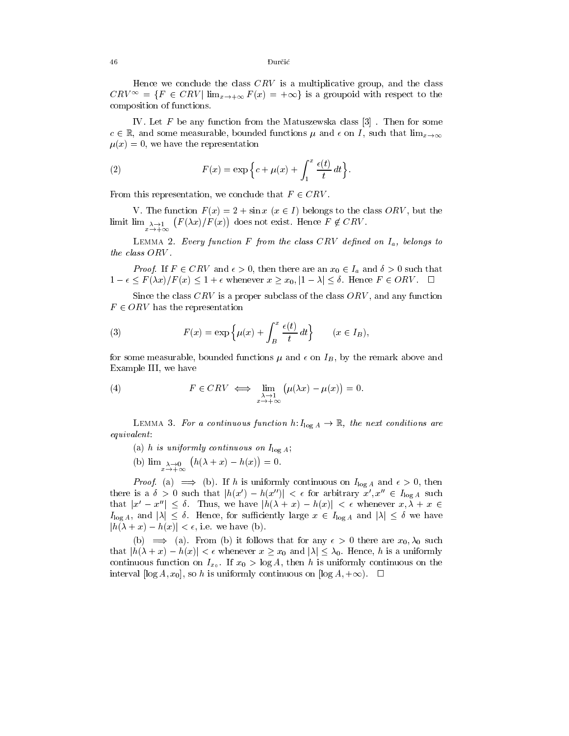Hence we conclude the class $CRV$ is a multiplicative group, and the class $CRV^{\infty} = \{F \in CRV \mid \lim_{x\to+\infty} F(x) = +\infty\}$ is a groupoid with respect to the composition of functions.

IV. Let $F$ be any function from the Matuszewska class [3] . Then for some $c \in \mathbb{R}$, and some measurable, bounded functions $\mu$ and $\epsilon$ on $I$, such that $\lim_{x\to\infty} \mu(x) = 0$, we have the representation

$$F(x) = \exp\Big\{ c + \mu(x) + \int_1^x \frac{\epsilon(t)}{t}\,dt \Big\}. \tag{2}$$

From this representation, we conclude that $F \in CRV$.

V. The function $F(x) = 2 + \sin x$ $(x \in I)$ belongs to the class $ORV$, but the limit $\lim_{\substack{\lambda\to 1\\ x\to+\infty}} \big(F(\lambda x)/F(x)\big)$ does not exist. Hence $F \notin CRV$.

Lemma 2. *Every function $F$ from the class $CRV$ defined on $I_a$, belongs to the class $ORV$.*

*Proof.* If $F \in CRV$ and $\epsilon > 0$, then there are an $x_0 \in I_a$ and $\delta > 0$ such that $1 - \epsilon \le F(\lambda x)/F(x) \le 1 + \epsilon$ whenever $x \ge x_0, |1 - \lambda| \le \delta$. Hence $F \in ORV$. $\square$

Since the class $CRV$ is a proper subclass of the class $ORV$, and any function $F \in ORV$ has the representation

$$F(x) = \exp\Big\{ \mu(x) + \int_B^x \frac{\epsilon(t)}{t}\,dt \Big\} \qquad (x \in I_B), \tag{3}$$

for some measurable, bounded functions $\mu$ and $\epsilon$ on $I_B$, by the remark above and Example III, we have

$$F \in CRV \iff \lim_{\substack{\lambda\to 1\\ x\to+\infty}} \big(\mu(\lambda x) - \mu(x)\big) = 0. \tag{4}$$

Lemma 3. *For a continuous function $h\colon I_{\log A} \to \mathbb{R}$, the next conditions are equivalent*:

(a) *$h$ is uniformly continuous on $I_{\log A}$*;

(b) $\lim_{\substack{\lambda\to 0\\ x\to+\infty}} \big(h(\lambda + x) - h(x)\big) = 0$.

*Proof.* (a) $\implies$ (b). If $h$ is uniformly continuous on $I_{\log A}$ and $\epsilon > 0$, then there is a $\delta > 0$ such that $|h(x') - h(x'')| < \epsilon$ for arbitrary $x', x'' \in I_{\log A}$ such that $|x' - x''| \le \delta$. Thus, we have $|h(\lambda + x) - h(x)| < \epsilon$ whenever $x, \lambda + x \in I_{\log A}$, and $|\lambda| \le \delta$. Hence, for sufficiently large $x \in I_{\log A}$ and $|\lambda| \le \delta$ we have $|h(\lambda + x) - h(x)| < \epsilon$, i.e. we have (b).

(b) $\implies$ (a). From (b) it follows that for any $\epsilon > 0$ there are $x_0, \lambda_0$ such that $|h(\lambda + x) - h(x)| < \epsilon$ whenever $x \ge x_0$ and $|\lambda| \le \lambda_0$. Hence, $h$ is a uniformly continuous function on $I_{x_0}$. If $x_0 > \log A$, then $h$ is uniformly continuous on the interval $[\log A, x_0]$, so $h$ is uniformly continuous on $[\log A, +\infty)$. $\square$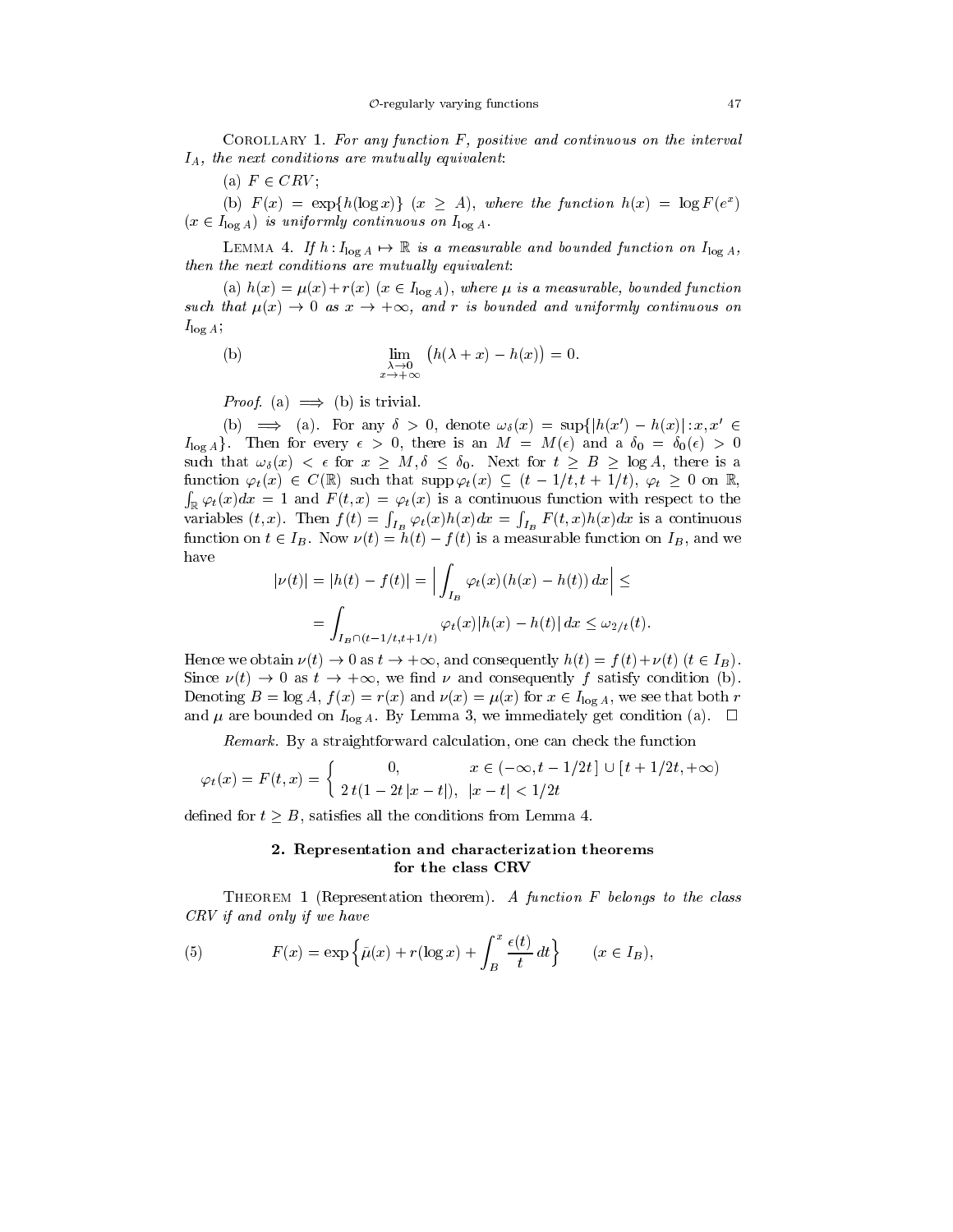Corollary 1. *For any function $F$, positive and continuous on the interval $I_A$, the next conditions are mutually equivalent*:

(a) $F \in CRV$;

(b) $F(x) = \exp\{h(\log x)\}$ $(x \geq A)$, *where the function* $h(x) = \log F(e^x)$ $(x \in I_{\log A})$ *is uniformly continuous on* $I_{\log A}$.

Lemma 4. *If $h : I_{\log A} \mapsto \mathbb{R}$ is a measurable and bounded function on $I_{\log A}$, then the next conditions are mutually equivalent*:

(a) $h(x) = \mu(x) + r(x)$ $(x \in I_{\log A})$, *where $\mu$ is a measurable, bounded function such that $\mu(x) \to 0$ as $x \to +\infty$, and $r$ is bounded and uniformly continuous on* $I_{\log A}$;

(b)
$$\lim_{\substack{\lambda \to 0 \\ x \to +\infty}} \big(h(\lambda + x) - h(x)\big) = 0.$$

*Proof.* (a) $\implies$ (b) is trivial.

(b) $\implies$ (a). For any $\delta > 0$, denote $\omega_\delta(x) = \sup\{|h(x') - h(x)| : x, x' \in I_{\log A}\}$. Then for every $\epsilon > 0$, there is an $M = M(\epsilon)$ and a $\delta_0 = \delta_0(\epsilon) > 0$ such that $\omega_\delta(x) < \epsilon$ for $x \geq M, \delta \leq \delta_0$. Next for $t \geq B \geq \log A$, there is a function $\varphi_t(x) \in C(\mathbb{R})$ such that $\operatorname{supp} \varphi_t(x) \subseteq (t - 1/t, t + 1/t)$, $\varphi_t \geq 0$ on $\mathbb{R}$, $\int_{\mathbb{R}} \varphi_t(x) dx = 1$ and $F(t, x) = \varphi_t(x)$ is a continuous function with respect to the variables $(t, x)$. Then $f(t) = \int_{I_B} \varphi_t(x) h(x) dx = \int_{I_B} F(t, x) h(x) dx$ is a continuous function on $t \in I_B$. Now $\nu(t) = h(t) - f(t)$ is a measurable function on $I_B$, and we have

$$|\nu(t)| = |h(t) - f(t)| = \Big| \int_{I_B} \varphi_t(x) (h(x) - h(t))\, dx \Big| \leq$$
$$= \int_{I_B \cap (t - 1/t, t + 1/t)} \varphi_t(x) |h(x) - h(t)|\, dx \leq \omega_{2/t}(t).$$

Hence we obtain $\nu(t) \to 0$ as $t \to +\infty$, and consequently $h(t) = f(t) + \nu(t)$ $(t \in I_B)$. Since $\nu(t) \to 0$ as $t \to +\infty$, we find $\nu$ and consequently $f$ satisfy condition (b). Denoting $B = \log A$, $f(x) = r(x)$ and $\nu(x) = \mu(x)$ for $x \in I_{\log A}$, we see that both $r$ and $\mu$ are bounded on $I_{\log A}$. By Lemma 3, we immediately get condition (a). $\square$

*Remark.* By a straightforward calculation, one can check the function

$$\varphi_t(x) = F(t, x) = \begin{cases} 0, & x \in (-\infty, t - 1/2t\,] \cup [\,t + 1/2t, +\infty) \\ 2\,t(1 - 2t\,|x - t|), & |x - t| < 1/2t \end{cases}$$

defined for $t \geq B$, satisfies all the conditions from Lemma 4.

## 2. Representation and characterization theorems for the class CRV

Theorem 1 (Representation theorem). *A function $F$ belongs to the class CRV if and only if we have*

$$F(x) = \exp\Big\{ \bar{\mu}(x) + r(\log x) + \int_B^x \frac{\epsilon(t)}{t}\, dt \Big\} \qquad (x \in I_B), \tag{5}$$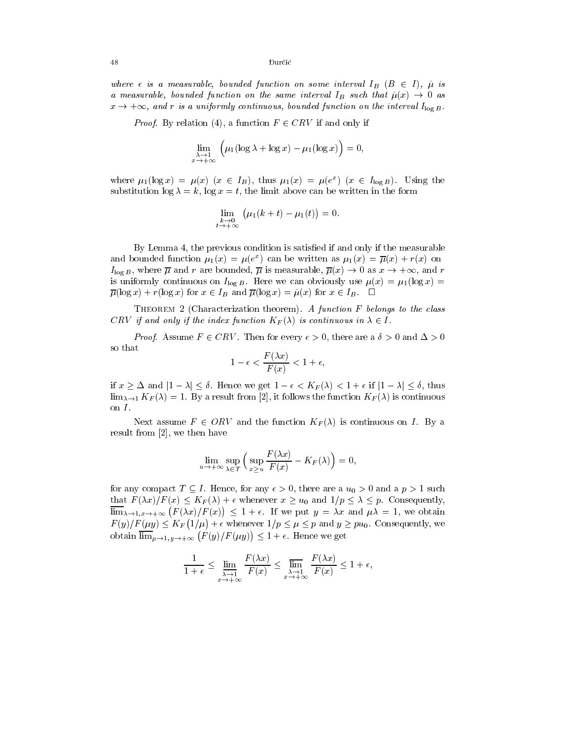*where $\epsilon$ is a measurable, bounded function on some interval $I_B$ ($B \in I$), $\bar{\mu}$ is a measurable, bounded function on the same interval $I_B$ such that $\bar{\mu}(x) \to 0$ as $x \to +\infty$, and $r$ is a uniformly continuous, bounded function on the interval $I_{\log B}$.*

*Proof.* By relation (4), a function $F \in CRV$ if and only if

$$\lim_{\substack{\lambda \to 1 \\ x \to +\infty}} \Big( \mu_1(\log \lambda + \log x) - \mu_1(\log x) \Big) = 0,$$

where $\mu_1(\log x) = \mu(x)$ ($x \in I_B$), thus $\mu_1(x) = \mu(e^x)$ ($x \in I_{\log B}$). Using the substitution $\log \lambda = k$, $\log x = t$, the limit above can be written in the form

$$\lim_{\substack{k \to 0 \\ t \to +\infty}} \big( \mu_1(k + t) - \mu_1(t) \big) = 0.$$

By Lemma 4, the previous condition is satisfied if and only if the measurable and bounded function $\mu_1(x) = \mu(e^x)$ can be written as $\mu_1(x) = \overline{\mu}(x) + r(x)$ on $I_{\log B}$, where $\overline{\mu}$ and $r$ are bounded, $\overline{\mu}$ is measurable, $\overline{\mu}(x) \to 0$ as $x \to +\infty$, and $r$ is uniformly continuous on $I_{\log B}$. Here we can obviously use $\mu(x) = \mu_1(\log x) = \overline{\mu}(\log x) + r(\log x)$ for $x \in I_B$ and $\overline{\mu}(\log x) = \bar{\mu}(x)$ for $x \in I_B$. $\square$

THEOREM 2 (Characterization theorem). *A function $F$ belongs to the class $CRV$ if and only if the index function $K_F(\lambda)$ is continuous in $\lambda \in I$.*

*Proof.* Assume $F \in CRV$. Then for every $\epsilon > 0$, there are a $\delta > 0$ and $\Delta > 0$ so that

$$1 - \epsilon < \frac{F(\lambda x)}{F(x)} < 1 + \epsilon,$$

if $x \geq \Delta$ and $|1 - \lambda| \leq \delta$. Hence we get $1 - \epsilon < K_F(\lambda) < 1 + \epsilon$ if $|1 - \lambda| \leq \delta$, thus $\lim_{\lambda \to 1} K_F(\lambda) = 1$. By a result from [2], it follows the function $K_F(\lambda)$ is continuous on $I$.

Next assume $F \in ORV$ and the function $K_F(\lambda)$ is continuous on $I$. By a result from [2], we then have

$$\lim_{u \to +\infty} \sup_{\lambda \in T} \Big( \sup_{x \geq u} \frac{F(\lambda x)}{F(x)} - K_F(\lambda) \Big) = 0,$$

for any compact $T \subseteq I$. Hence, for any $\epsilon > 0$, there are a $u_0 > 0$ and a $p > 1$ such that $F(\lambda x)/F(x) \leq K_F(\lambda) + \epsilon$ whenever $x \geq u_0$ and $1/p \leq \lambda \leq p$. Consequently, $\overline{\lim}_{\lambda \to 1, x \to +\infty} \big( F(\lambda x)/F(x) \big) \leq 1 + \epsilon$. If we put $y = \lambda x$ and $\mu\lambda = 1$, we obtain $F(y)/F(\mu y) \leq K_F(1/\mu) + \epsilon$ whenever $1/p \leq \mu \leq p$ and $y \geq p u_0$. Consequently, we obtain $\overline{\lim}_{\mu \to 1, y \to +\infty} \big( F(y)/F(\mu y) \big) \leq 1 + \epsilon$. Hence we get

$$\frac{1}{1 + \epsilon} \leq \underline{\lim}_{\substack{\lambda \to 1 \\ x \to +\infty}} \frac{F(\lambda x)}{F(x)} \leq \overline{\lim}_{\substack{\lambda \to 1 \\ x \to +\infty}} \frac{F(\lambda x)}{F(x)} \leq 1 + \epsilon,$$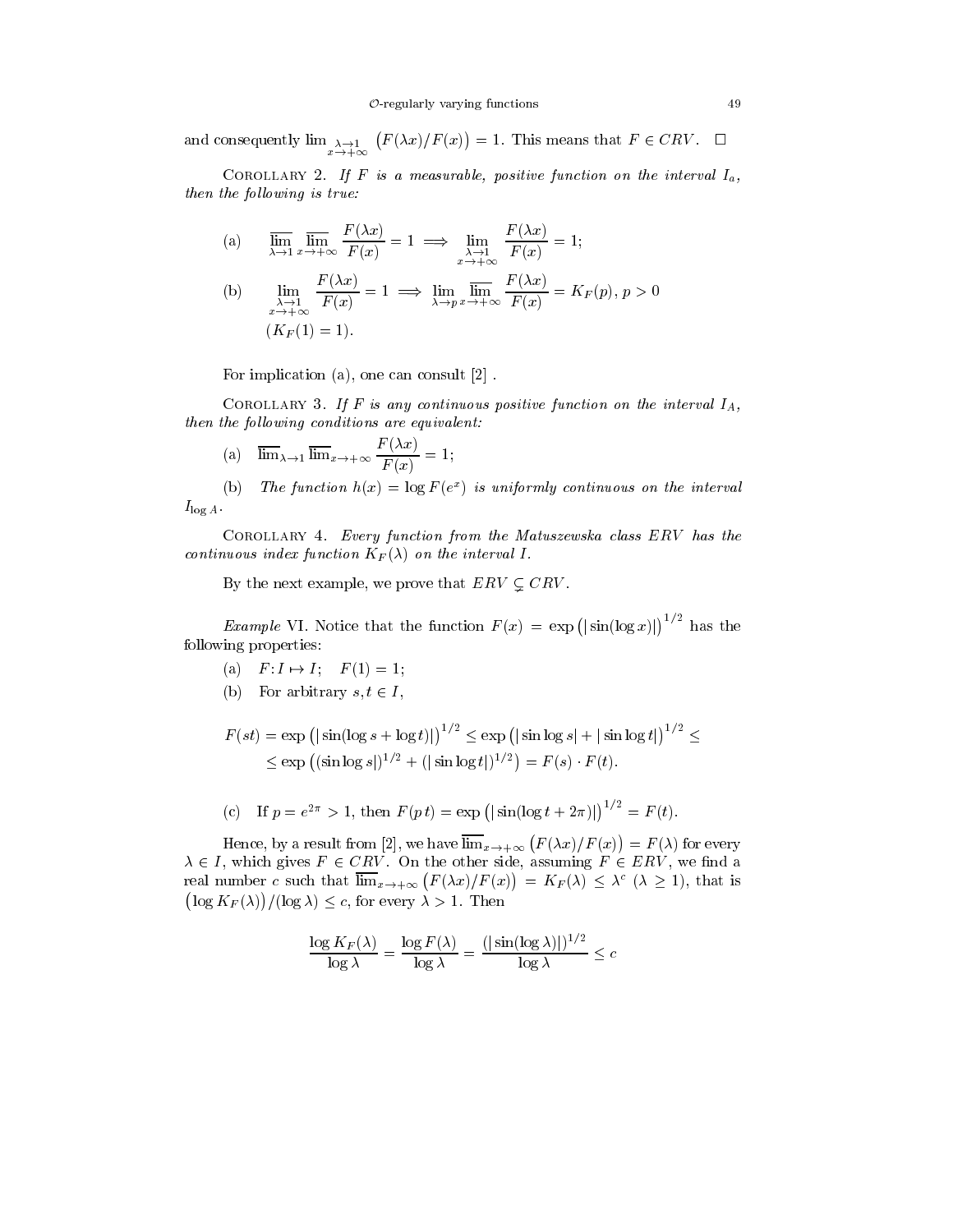and consequently $\lim_{\substack{\lambda \to 1 \\ x \to +\infty}} \left(F(\lambda x)/F(x)\right) = 1$. This means that $F \in CRV$. $\square$

COROLLARY 2. *If $F$ is a measurable, positive function on the interval $I_a$, then the following is true:*

$$\text{(a)} \qquad \overline{\lim_{\lambda \to 1}} \, \overline{\lim_{x \to +\infty}} \frac{F(\lambda x)}{F(x)} = 1 \implies \lim_{\substack{\lambda \to 1 \\ x \to +\infty}} \frac{F(\lambda x)}{F(x)} = 1;$$

$$\text{(b)} \qquad \lim_{\substack{\lambda \to 1 \\ x \to +\infty}} \frac{F(\lambda x)}{F(x)} = 1 \implies \lim_{\lambda \to p} \overline{\lim_{x \to +\infty}} \frac{F(\lambda x)}{F(x)} = K_F(p), \; p > 0$$

$$(K_F(1) = 1).$$

For implication (a), one can consult [2] .

COROLLARY 3. *If $F$ is any continuous positive function on the interval $I_A$, then the following conditions are equivalent:*

(a) $\overline{\lim}_{\lambda \to 1} \overline{\lim}_{x \to +\infty} \dfrac{F(\lambda x)}{F(x)} = 1$;

(b) *The function $h(x) = \log F(e^x)$ is uniformly continuous on the interval $I_{\log A}$.*

COROLLARY 4. *Every function from the Matuszewska class $ERV$ has the continuous index function $K_F(\lambda)$ on the interval $I$.*

By the next example, we prove that $ERV \subsetneq CRV$.

*Example* VI. Notice that the function $F(x) = \exp\left(|\sin(\log x)|\right)^{1/2}$ has the following properties:

(a) $F \colon I \mapsto I$; $\quad F(1) = 1$;

(b) For arbitrary $s, t \in I$,

$$F(st) = \exp\left(|\sin(\log s + \log t)|\right)^{1/2} \le \exp\left(|\sin \log s| + |\sin \log t|\right)^{1/2} \le$$
$$\le \exp\left((\sin \log s|)^{1/2} + (|\sin \log t|)^{1/2}\right) = F(s) \cdot F(t).$$

(c) If $p = e^{2\pi} > 1$, then $F(p\,t) = \exp\left(|\sin(\log t + 2\pi)|\right)^{1/2} = F(t)$.

Hence, by a result from [2], we have $\overline{\lim}_{x \to +\infty} \left(F(\lambda x)/F(x)\right) = F(\lambda)$ for every $\lambda \in I$, which gives $F \in CRV$. On the other side, assuming $F \in ERV$, we find a real number $c$ such that $\overline{\lim}_{x \to +\infty} \left(F(\lambda x)/F(x)\right) = K_F(\lambda) \le \lambda^c$ $(\lambda \ge 1)$, that is $\left(\log K_F(\lambda)\right)/(\log \lambda) \le c$, for every $\lambda > 1$. Then

$$\frac{\log K_F(\lambda)}{\log \lambda} = \frac{\log F(\lambda)}{\log \lambda} = \frac{(|\sin(\log \lambda)|)^{1/2}}{\log \lambda} \le c$$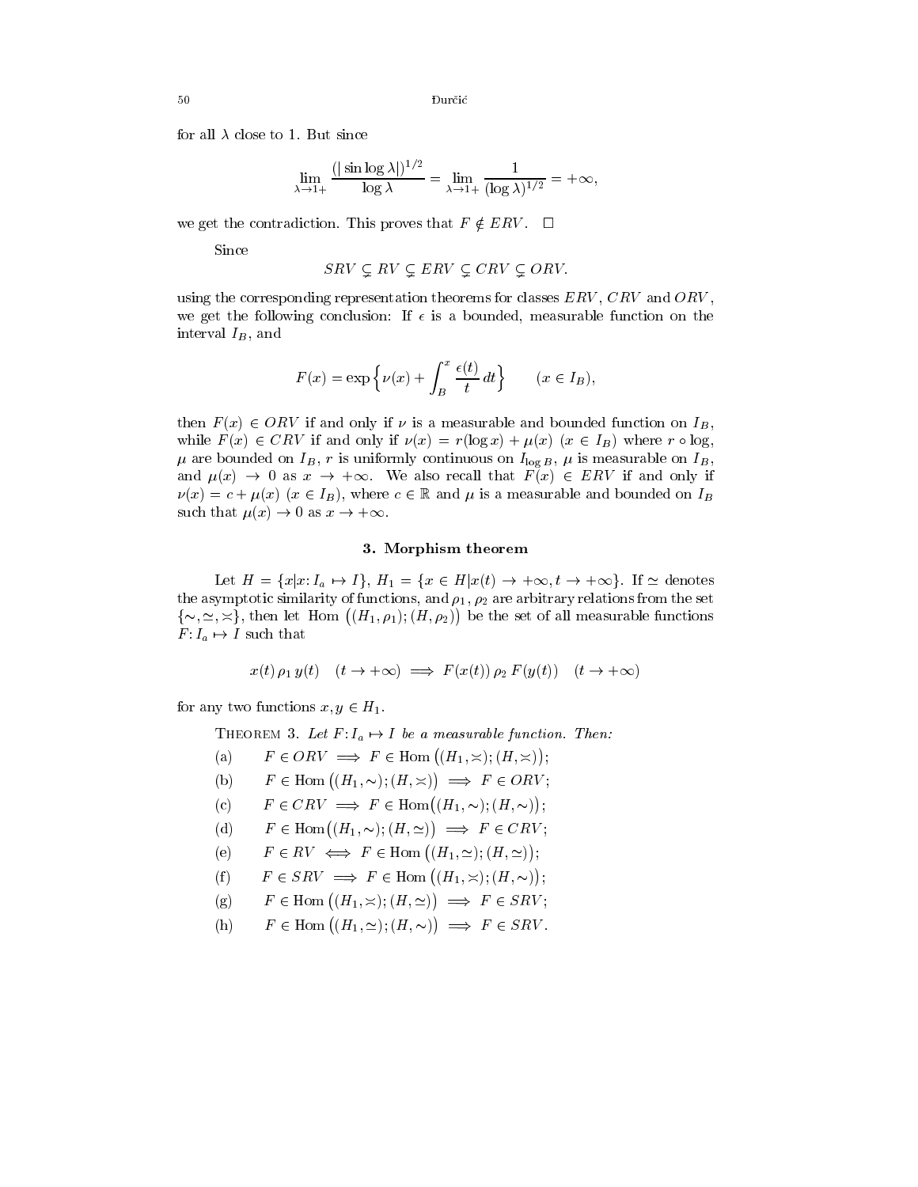for all $\lambda$ close to 1. But since

$$\lim_{\lambda \to 1+} \frac{(|\sin \log \lambda|)^{1/2}}{\log \lambda} = \lim_{\lambda \to 1+} \frac{1}{(\log \lambda)^{1/2}} = +\infty,$$

we get the contradiction. This proves that $F \notin ERV$. $\square$

Since

$$SRV \subsetneq RV \subsetneq ERV \subsetneq CRV \subsetneq ORV.$$

using the corresponding representation theorems for classes $ERV$, $CRV$ and $ORV$, we get the following conclusion: If $\epsilon$ is a bounded, measurable function on the interval $I_B$, and

$$F(x) = \exp\Big\{\nu(x) + \int_B^x \frac{\epsilon(t)}{t}\,dt\Big\} \qquad (x \in I_B),$$

then $F(x) \in ORV$ if and only if $\nu$ is a measurable and bounded function on $I_B$, while $F(x) \in CRV$ if and only if $\nu(x) = r(\log x) + \mu(x)$ $(x \in I_B)$ where $r \circ \log$, $\mu$ are bounded on $I_B$, $r$ is uniformly continuous on $I_{\log B}$, $\mu$ is measurable on $I_B$, and $\mu(x) \to 0$ as $x \to +\infty$. We also recall that $F(x) \in ERV$ if and only if $\nu(x) = c + \mu(x)$ $(x \in I_B)$, where $c \in \mathbb{R}$ and $\mu$ is a measurable and bounded on $I_B$ such that $\mu(x) \to 0$ as $x \to +\infty$.

## 3. Morphism theorem

Let $H = \{x | x\colon I_a \mapsto I\}$, $H_1 = \{x \in H | x(t) \to +\infty, t \to +\infty\}$. If $\simeq$ denotes the asymptotic similarity of functions, and $\rho_1$, $\rho_2$ are arbitrary relations from the set $\{\sim, \simeq, \asymp\}$, then let $\operatorname{Hom}\big((H_1, \rho_1); (H, \rho_2)\big)$ be the set of all measurable functions $F\colon I_a \mapsto I$ such that

$$x(t)\,\rho_1\,y(t) \quad (t \to +\infty) \implies F(x(t))\,\rho_2\,F(y(t)) \quad (t \to +\infty)$$

for any two functions $x, y \in H_1$.

**Theorem 3.** *Let $F\colon I_a \mapsto I$ be a measurable function. Then:*

(a) $F \in ORV \implies F \in \operatorname{Hom}\big((H_1, \asymp); (H, \asymp)\big)$;

(b) $F \in \operatorname{Hom}\big((H_1, \sim); (H, \asymp)\big) \implies F \in ORV$;

(c) $F \in CRV \implies F \in \operatorname{Hom}\big((H_1, \sim); (H, \sim)\big)$;

(d) $F \in \operatorname{Hom}\big((H_1, \sim); (H, \simeq)\big) \implies F \in CRV$;

(e) $F \in RV \iff F \in \operatorname{Hom}\big((H_1, \simeq); (H, \simeq)\big)$;

(f) $F \in SRV \implies F \in \operatorname{Hom}\big((H_1, \asymp); (H, \sim)\big)$;

(g) $F \in \operatorname{Hom}\big((H_1, \asymp); (H, \simeq)\big) \implies F \in SRV$;

(h) $F \in \operatorname{Hom}\big((H_1, \simeq); (H, \sim)\big) \implies F \in SRV$.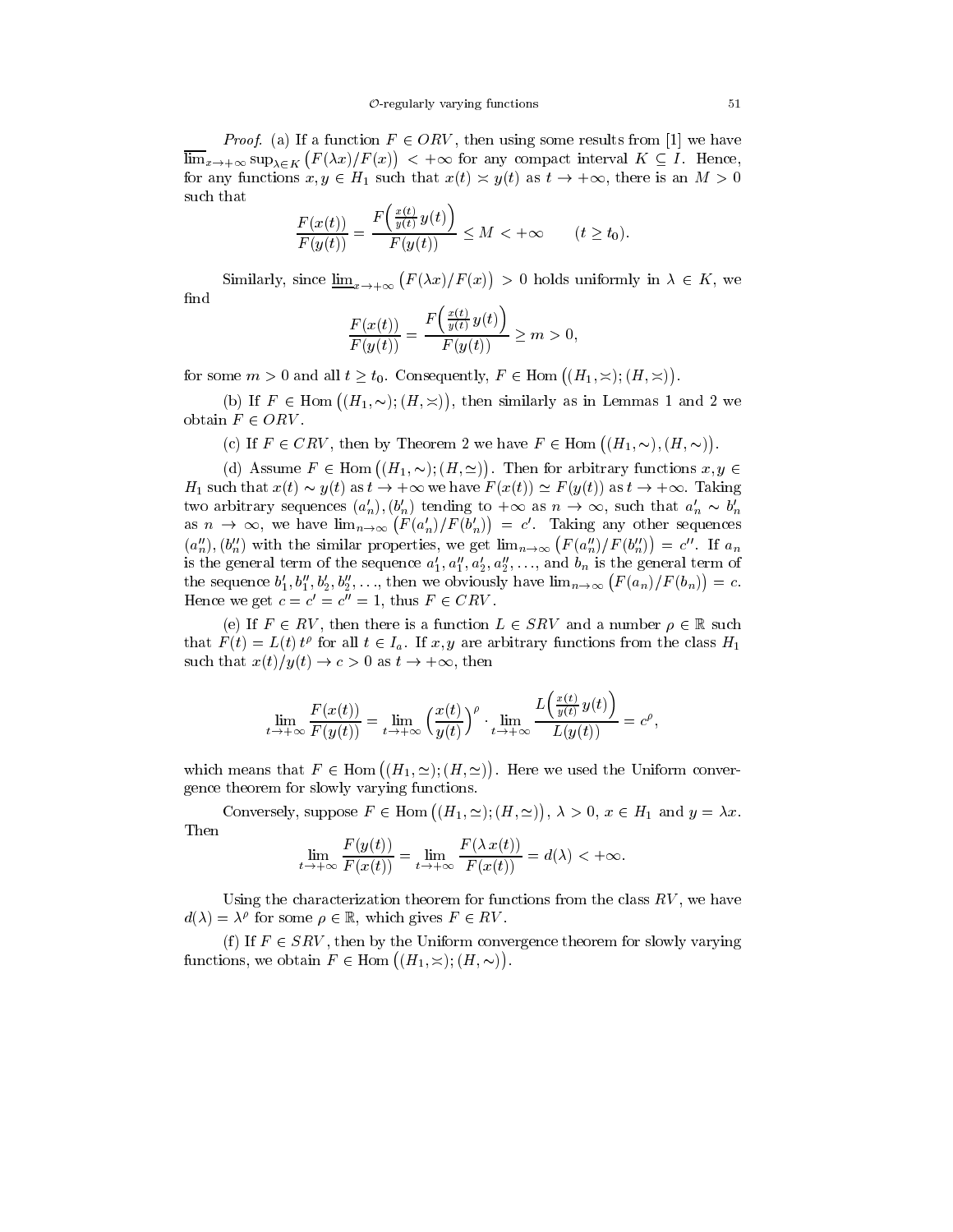*Proof.* (a) If a function $F \in ORV$, then using some results from [1] we have $\overline{\lim}_{x\to+\infty} \sup_{\lambda\in K} \big(F(\lambda x)/F(x)\big) < +\infty$ for any compact interval $K \subseteq I$. Hence, for any functions $x, y \in H_1$ such that $x(t) \asymp y(t)$ as $t \to +\infty$, there is an $M > 0$ such that

$$\frac{F(x(t))}{F(y(t))} = \frac{F\Big(\frac{x(t)}{y(t)}\, y(t)\Big)}{F(y(t))} \le M < +\infty \qquad (t \ge t_0).$$

Similarly, since $\underline{\lim}_{x\to+\infty} \big(F(\lambda x)/F(x)\big) > 0$ holds uniformly in $\lambda \in K$, we find

$$\frac{F(x(t))}{F(y(t))} = \frac{F\Big(\frac{x(t)}{y(t)}\, y(t)\Big)}{F(y(t))} \ge m > 0,$$

for some $m > 0$ and all $t \ge t_0$. Consequently, $F \in \text{Hom}\,\big((H_1, \asymp); (H, \asymp)\big)$.

(b) If $F \in \text{Hom}\,\big((H_1, \sim); (H, \asymp)\big)$, then similarly as in Lemmas 1 and 2 we obtain $F \in ORV$.

(c) If $F \in CRV$, then by Theorem 2 we have $F \in \text{Hom}\,\big((H_1, \sim), (H, \sim)\big)$.

(d) Assume $F \in \text{Hom}\,\big((H_1, \sim); (H, \simeq)\big)$. Then for arbitrary functions $x, y \in H_1$ such that $x(t) \sim y(t)$ as $t \to +\infty$ we have $F(x(t)) \simeq F(y(t))$ as $t \to +\infty$. Taking two arbitrary sequences $(a_n'), (b_n')$ tending to $+\infty$ as $n \to \infty$, such that $a_n' \sim b_n'$ as $n \to \infty$, we have $\lim_{n\to\infty} \big(F(a_n')/F(b_n')\big) = c'$. Taking any other sequences $(a_n''), (b_n'')$ with the similar properties, we get $\lim_{n\to\infty} \big(F(a_n'')/F(b_n'')\big) = c''$. If $a_n$ is the general term of the sequence $a_1', a_1'', a_2', a_2'', \ldots$, and $b_n$ is the general term of the sequence $b_1', b_1'', b_2', b_2'', \ldots$, then we obviously have $\lim_{n\to\infty} \big(F(a_n)/F(b_n)\big) = c$. Hence we get $c = c' = c'' = 1$, thus $F \in CRV$.

(e) If $F \in RV$, then there is a function $L \in SRV$ and a number $\rho \in \mathbb{R}$ such that $F(t) = L(t)\, t^\rho$ for all $t \in I_a$. If $x, y$ are arbitrary functions from the class $H_1$ such that $x(t)/y(t) \to c > 0$ as $t \to +\infty$, then

$$\lim_{t\to+\infty} \frac{F(x(t))}{F(y(t))} = \lim_{t\to+\infty} \Big(\frac{x(t)}{y(t)}\Big)^\rho \cdot \lim_{t\to+\infty} \frac{L\Big(\frac{x(t)}{y(t)}\, y(t)\Big)}{L(y(t))} = c^\rho,$$

which means that $F \in \text{Hom}\,\big((H_1, \simeq); (H, \simeq)\big)$. Here we used the Uniform convergence theorem for slowly varying functions.

Conversely, suppose $F \in \text{Hom}\,\big((H_1, \simeq); (H, \simeq)\big)$, $\lambda > 0$, $x \in H_1$ and $y = \lambda x$. Then

$$\lim_{t\to+\infty} \frac{F(y(t))}{F(x(t))} = \lim_{t\to+\infty} \frac{F(\lambda\, x(t))}{F(x(t))} = d(\lambda) < +\infty.$$

Using the characterization theorem for functions from the class $RV$, we have $d(\lambda) = \lambda^\rho$ for some $\rho \in \mathbb{R}$, which gives $F \in RV$.

(f) If $F \in SRV$, then by the Uniform convergence theorem for slowly varying functions, we obtain $F \in \text{Hom}\,\big((H_1, \asymp); (H, \sim)\big)$.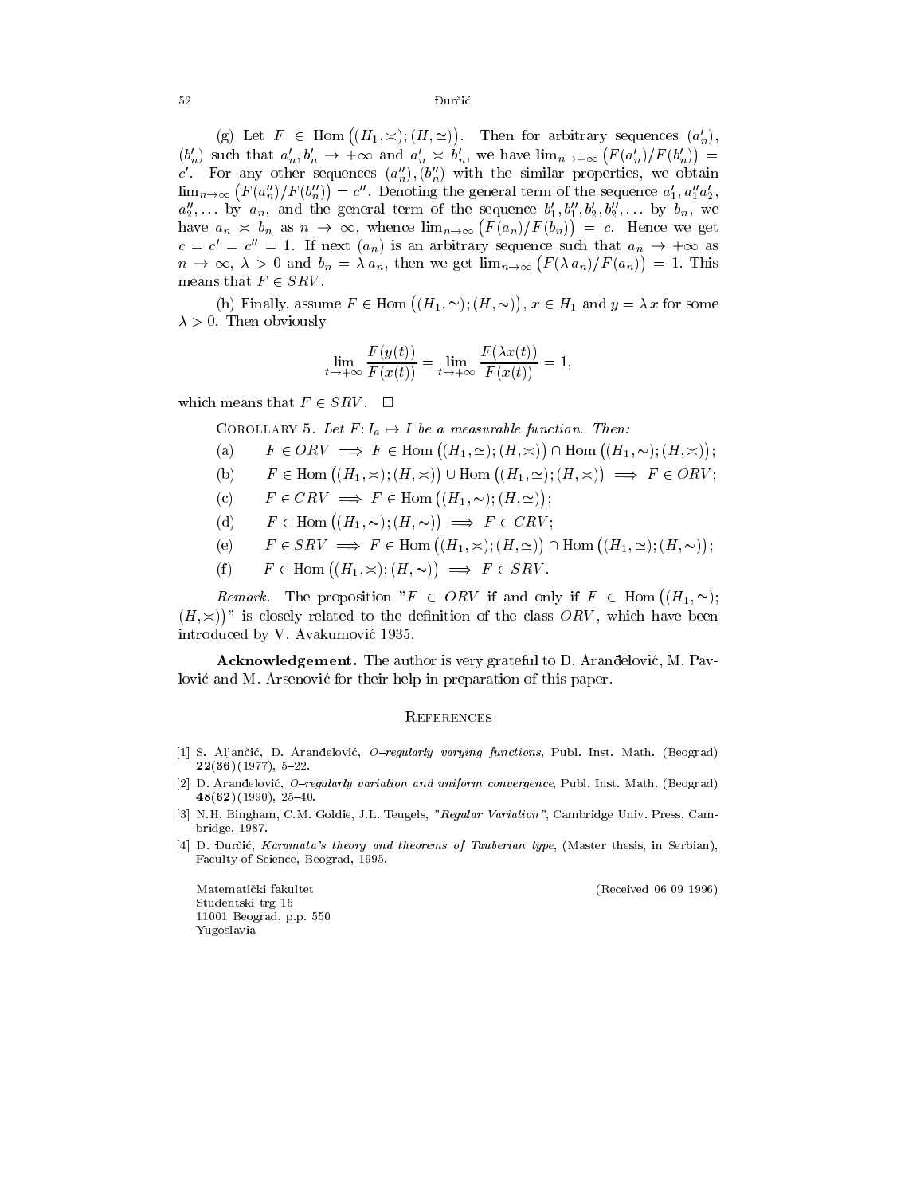(g) Let $F \in \text{Hom}\left((H_1, \asymp); (H, \simeq)\right)$. Then for arbitrary sequences $(a_n')$, $(b_n')$ such that $a_n', b_n' \to +\infty$ and $a_n' \asymp b_n'$, we have $\lim_{n\to+\infty}\left(F(a_n')/F(b_n')\right) = c'$. For any other sequences $(a_n''), (b_n'')$ with the similar properties, we obtain $\lim_{n\to\infty}\left(F(a_n'')/F(b_n'')\right) = c''$. Denoting the general term of the sequence $a_1', a_1''a_2', a_2'', \dots$ by $a_n$, and the general term of the sequence $b_1', b_1'', b_2', b_2'', \dots$ by $b_n$, we have $a_n \asymp b_n$ as $n \to \infty$, whence $\lim_{n\to\infty}\left(F(a_n)/F(b_n)\right) = c$. Hence we get $c = c' = c'' = 1$. If next $(a_n)$ is an arbitrary sequence such that $a_n \to +\infty$ as $n \to \infty$, $\lambda > 0$ and $b_n = \lambda\, a_n$, then we get $\lim_{n\to\infty}\left(F(\lambda\, a_n)/F(a_n)\right) = 1$. This means that $F \in SRV$.

(h) Finally, assume $F \in \text{Hom}\left((H_1, \simeq); (H, \sim)\right)$, $x \in H_1$ and $y = \lambda\, x$ for some $\lambda > 0$. Then obviously

$$\lim_{t\to+\infty} \frac{F(y(t))}{F(x(t))} = \lim_{t\to+\infty} \frac{F(\lambda x(t))}{F(x(t))} = 1,$$

which means that $F \in SRV$. $\square$

Corollary 5. *Let $F\colon I_a \mapsto I$ be a measurable function. Then:*

(a) $F \in ORV \implies F \in \text{Hom}\left((H_1, \simeq); (H, \asymp)\right) \cap \text{Hom}\left((H_1, \sim); (H, \asymp)\right)$;

(b) $F \in \text{Hom}\left((H_1, \asymp); (H, \asymp)\right) \cup \text{Hom}\left((H_1, \simeq); (H, \asymp)\right) \implies F \in ORV$;

(c) $F \in CRV \implies F \in \text{Hom}\left((H_1, \sim); (H, \simeq)\right)$;

(d) $F \in \text{Hom}\left((H_1, \sim); (H, \sim)\right) \implies F \in CRV$;

(e) $F \in SRV \implies F \in \text{Hom}\left((H_1, \asymp); (H, \simeq)\right) \cap \text{Hom}\left((H_1, \simeq); (H, \sim)\right)$;

(f) $F \in \text{Hom}\left((H_1, \asymp); (H, \sim)\right) \implies F \in SRV$.

*Remark.* The proposition "$F \in ORV$ if and only if $F \in \text{Hom}\left((H_1, \simeq); (H, \asymp)\right)$" is closely related to the definition of the class $ORV$, which have been introduced by V. Avakumović 1935.

**Acknowledgement.** The author is very grateful to D. Aranđelović, M. Pavlović and M. Arsenović for their help in preparation of this paper.

## References

[1] S. Aljančić, D. Aranđelović, *O–regularly varying functions*, Publ. Inst. Math. (Beograd) **22(36)** (1977), 5–22.

[2] D. Aranđelović, *O–regularly variation and uniform convergence*, Publ. Inst. Math. (Beograd) **48(62)** (1990), 25–40.

[3] N.H. Bingham, C.M. Goldie, J.L. Teugels, *"Regular Variation"*, Cambridge Univ. Press, Cambridge, 1987.

[4] D. Đurčić, *Karamata's theory and theorems of Tauberian type*, (Master thesis, in Serbian), Faculty of Science, Beograd, 1995.

Matematički fakultet
Studentski trg 16
11001 Beograd, p.p. 550
Yugoslavia

(Received 06 09 1996)